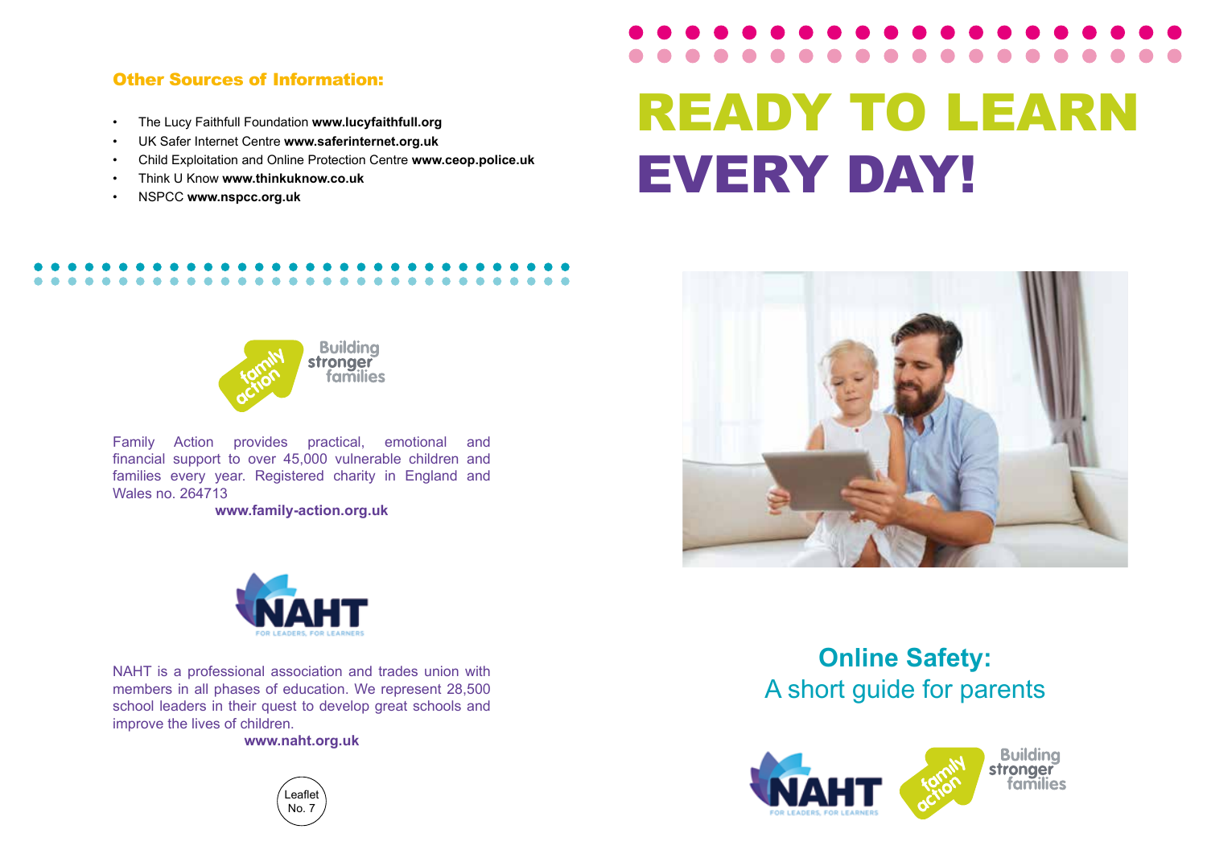## Other Sources of Information:

- The Lucy Faithfull Foundation **www.lucyfaithfull.org**
- UK Safer Internet Centre **www.saferinternet.org.uk**
- Child Exploitation and Online Protection Centre **www.ceop.police.uk**
- Think U Know **www.thinkuknow.co.uk**
- NSPCC **www.nspcc.org.uk**

family action — Building stronger families

Family Action provides practical, emotional and financial support to over 45,000 vulnerable children and families every year. Registered charity in England and Wales no. 264713

**www.family-action.org.uk**

NAHT — FOR LEADERS, FOR LEARNERS

NAHT is a professional association and trades union with members in all phases of education. We represent 28,500 school leaders in their quest to develop great schools and improve the lives of children.

**www.naht.org.uk**

Leaflet No. 7

# READY TO LEARN EVERY DAY!

## Online Safety:
A short guide for parents

NAHT — FOR LEADERS, FOR LEARNERS

family action — Building stronger families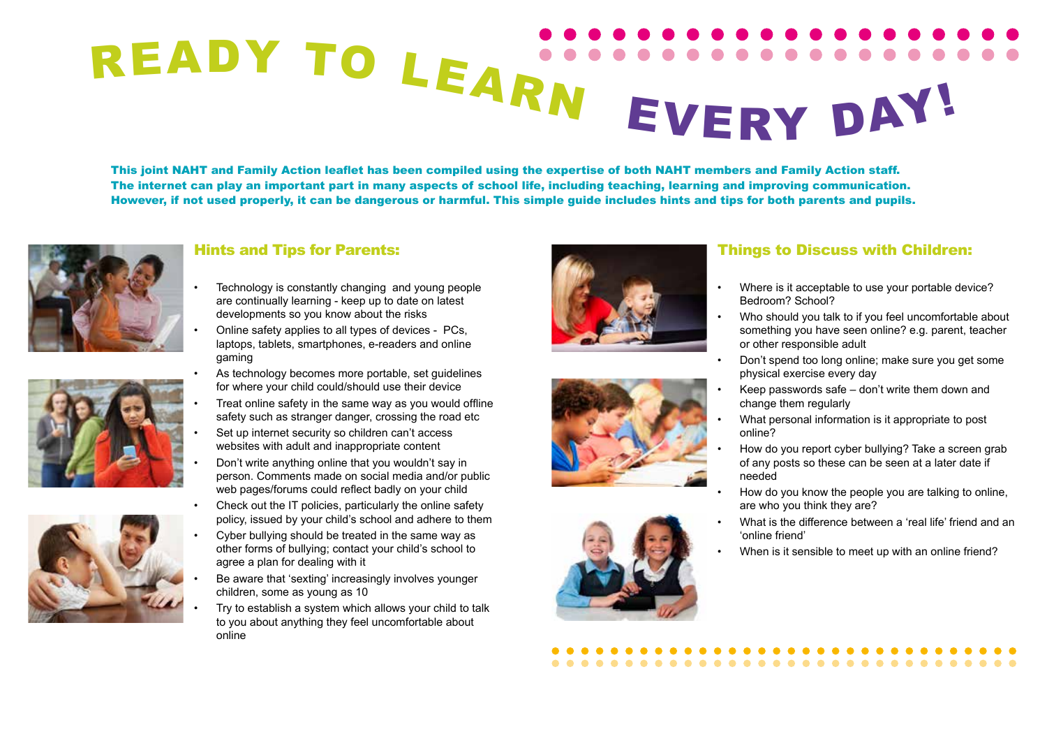# READY TO LEARN EVERY DAY!

**This joint NAHT and Family Action leaflet has been compiled using the expertise of both NAHT members and Family Action staff. The internet can play an important part in many aspects of school life, including teaching, learning and improving communication. However, if not used properly, it can be dangerous or harmful. This simple guide includes hints and tips for both parents and pupils.**

## Hints and Tips for Parents:

- Technology is constantly changing and young people are continually learning - keep up to date on latest developments so you know about the risks
- Online safety applies to all types of devices - PCs, laptops, tablets, smartphones, e-readers and online gaming
- As technology becomes more portable, set guidelines for where your child could/should use their device
- Treat online safety in the same way as you would offline safety such as stranger danger, crossing the road etc
- Set up internet security so children can't access websites with adult and inappropriate content
- Don't write anything online that you wouldn't say in person. Comments made on social media and/or public web pages/forums could reflect badly on your child
- Check out the IT policies, particularly the online safety policy, issued by your child's school and adhere to them
- Cyber bullying should be treated in the same way as other forms of bullying; contact your child's school to agree a plan for dealing with it
- Be aware that 'sexting' increasingly involves younger children, some as young as 10
- Try to establish a system which allows your child to talk to you about anything they feel uncomfortable about online

## Things to Discuss with Children:

- Where is it acceptable to use your portable device? Bedroom? School?
- Who should you talk to if you feel uncomfortable about something you have seen online? e.g. parent, teacher or other responsible adult
- Don't spend too long online; make sure you get some physical exercise every day
- Keep passwords safe – don't write them down and change them regularly
- What personal information is it appropriate to post online?
- How do you report cyber bullying? Take a screen grab of any posts so these can be seen at a later date if needed
- How do you know the people you are talking to online, are who you think they are?
- What is the difference between a 'real life' friend and an 'online friend'
- When is it sensible to meet up with an online friend?